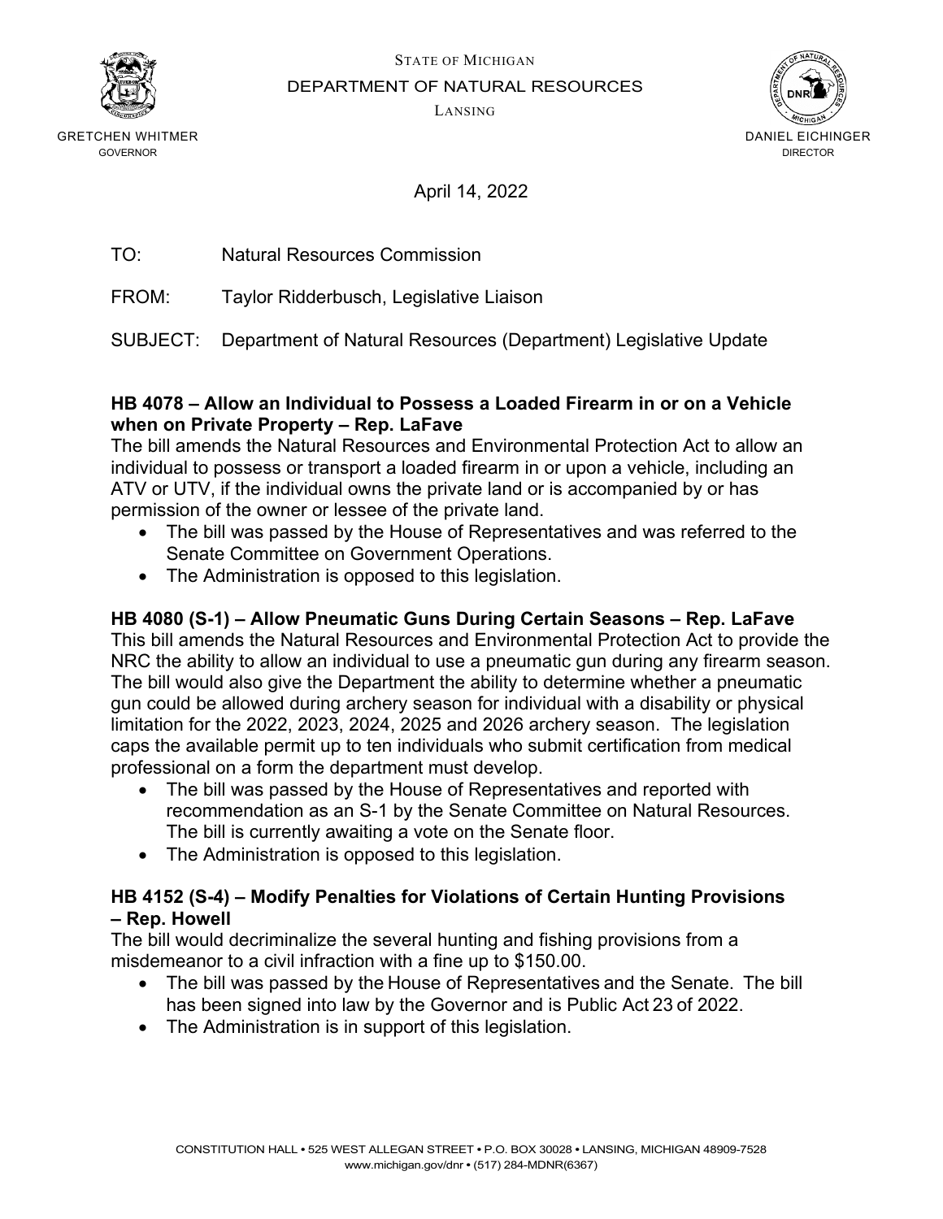STATE OF MICHIGAN
DEPARTMENT OF NATURAL RESOURCES
LANSING

GRETCHEN WHITMER
GOVERNOR

DANIEL EICHINGER
DIRECTOR

April 14, 2022

TO: Natural Resources Commission

FROM: Taylor Ridderbusch, Legislative Liaison

SUBJECT: Department of Natural Resources (Department) Legislative Update

**HB 4078 – Allow an Individual to Possess a Loaded Firearm in or on a Vehicle when on Private Property – Rep. LaFave**

The bill amends the Natural Resources and Environmental Protection Act to allow an individual to possess or transport a loaded firearm in or upon a vehicle, including an ATV or UTV, if the individual owns the private land or is accompanied by or has permission of the owner or lessee of the private land.

- The bill was passed by the House of Representatives and was referred to the Senate Committee on Government Operations.
- The Administration is opposed to this legislation.

**HB 4080 (S-1) – Allow Pneumatic Guns During Certain Seasons – Rep. LaFave**

This bill amends the Natural Resources and Environmental Protection Act to provide the NRC the ability to allow an individual to use a pneumatic gun during any firearm season. The bill would also give the Department the ability to determine whether a pneumatic gun could be allowed during archery season for individual with a disability or physical limitation for the 2022, 2023, 2024, 2025 and 2026 archery season. The legislation caps the available permit up to ten individuals who submit certification from medical professional on a form the department must develop.

- The bill was passed by the House of Representatives and reported with recommendation as an S-1 by the Senate Committee on Natural Resources. The bill is currently awaiting a vote on the Senate floor.
- The Administration is opposed to this legislation.

**HB 4152 (S-4) – Modify Penalties for Violations of Certain Hunting Provisions – Rep. Howell**

The bill would decriminalize the several hunting and fishing provisions from a misdemeanor to a civil infraction with a fine up to $150.00.

- The bill was passed by the House of Representatives and the Senate. The bill has been signed into law by the Governor and is Public Act 23 of 2022.
- The Administration is in support of this legislation.

CONSTITUTION HALL • 525 WEST ALLEGAN STREET • P.O. BOX 30028 • LANSING, MICHIGAN 48909-7528
www.michigan.gov/dnr • (517) 284-MDNR(6367)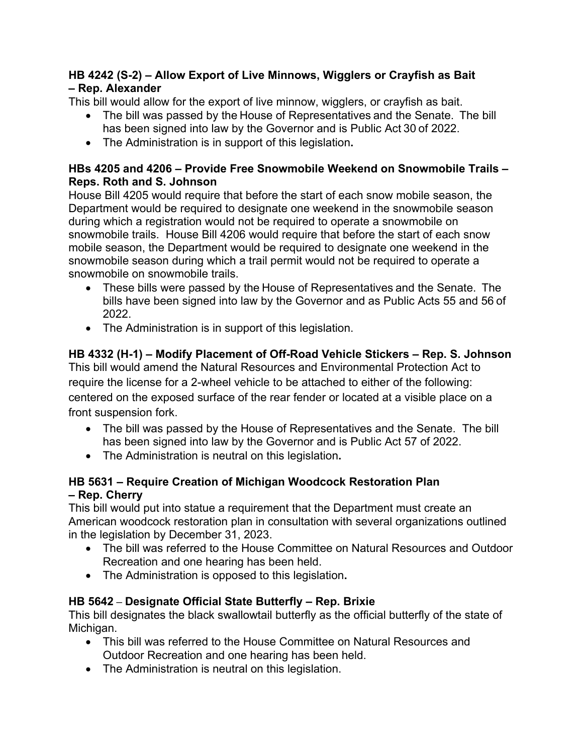**HB 4242 (S-2) – Allow Export of Live Minnows, Wigglers or Crayfish as Bait – Rep. Alexander**

This bill would allow for the export of live minnow, wigglers, or crayfish as bait.

- The bill was passed by the House of Representatives and the Senate. The bill has been signed into law by the Governor and is Public Act 30 of 2022.
- The Administration is in support of this legislation**.**

**HBs 4205 and 4206 – Provide Free Snowmobile Weekend on Snowmobile Trails – Reps. Roth and S. Johnson**

House Bill 4205 would require that before the start of each snow mobile season, the Department would be required to designate one weekend in the snowmobile season during which a registration would not be required to operate a snowmobile on snowmobile trails. House Bill 4206 would require that before the start of each snow mobile season, the Department would be required to designate one weekend in the snowmobile season during which a trail permit would not be required to operate a snowmobile on snowmobile trails.

- These bills were passed by the House of Representatives and the Senate. The bills have been signed into law by the Governor and as Public Acts 55 and 56 of 2022.
- The Administration is in support of this legislation.

**HB 4332 (H-1) – Modify Placement of Off-Road Vehicle Stickers – Rep. S. Johnson**

This bill would amend the Natural Resources and Environmental Protection Act to require the license for a 2-wheel vehicle to be attached to either of the following: centered on the exposed surface of the rear fender or located at a visible place on a front suspension fork.

- The bill was passed by the House of Representatives and the Senate. The bill has been signed into law by the Governor and is Public Act 57 of 2022.
- The Administration is neutral on this legislation**.**

**HB 5631 – Require Creation of Michigan Woodcock Restoration Plan – Rep. Cherry**

This bill would put into statue a requirement that the Department must create an American woodcock restoration plan in consultation with several organizations outlined in the legislation by December 31, 2023.

- The bill was referred to the House Committee on Natural Resources and Outdoor Recreation and one hearing has been held.
- The Administration is opposed to this legislation**.**

**HB 5642 – Designate Official State Butterfly – Rep. Brixie**

This bill designates the black swallowtail butterfly as the official butterfly of the state of Michigan.

- This bill was referred to the House Committee on Natural Resources and Outdoor Recreation and one hearing has been held.
- The Administration is neutral on this legislation.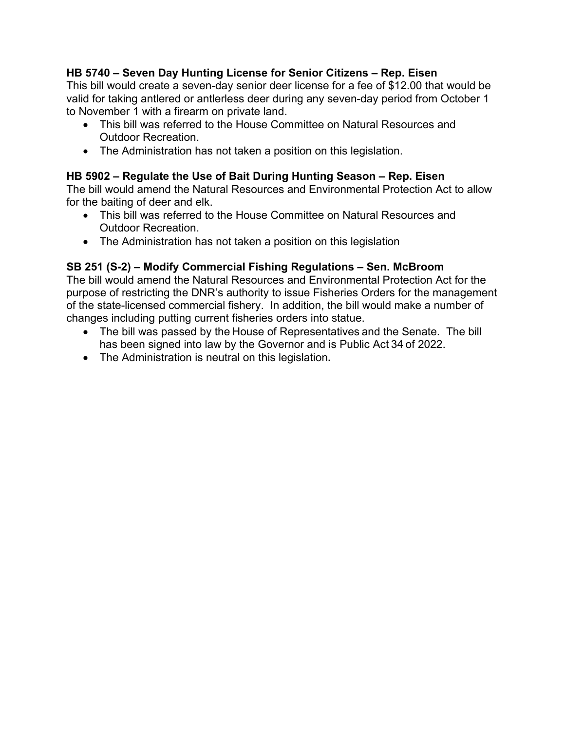**HB 5740 – Seven Day Hunting License for Senior Citizens – Rep. Eisen**

This bill would create a seven-day senior deer license for a fee of $12.00 that would be valid for taking antlered or antlerless deer during any seven-day period from October 1 to November 1 with a firearm on private land.

- This bill was referred to the House Committee on Natural Resources and Outdoor Recreation.
- The Administration has not taken a position on this legislation.

**HB 5902 – Regulate the Use of Bait During Hunting Season – Rep. Eisen**

The bill would amend the Natural Resources and Environmental Protection Act to allow for the baiting of deer and elk.

- This bill was referred to the House Committee on Natural Resources and Outdoor Recreation.
- The Administration has not taken a position on this legislation

**SB 251 (S-2) – Modify Commercial Fishing Regulations – Sen. McBroom**

The bill would amend the Natural Resources and Environmental Protection Act for the purpose of restricting the DNR's authority to issue Fisheries Orders for the management of the state-licensed commercial fishery. In addition, the bill would make a number of changes including putting current fisheries orders into statue.

- The bill was passed by the House of Representatives and the Senate. The bill has been signed into law by the Governor and is Public Act 34 of 2022.
- The Administration is neutral on this legislation**.**